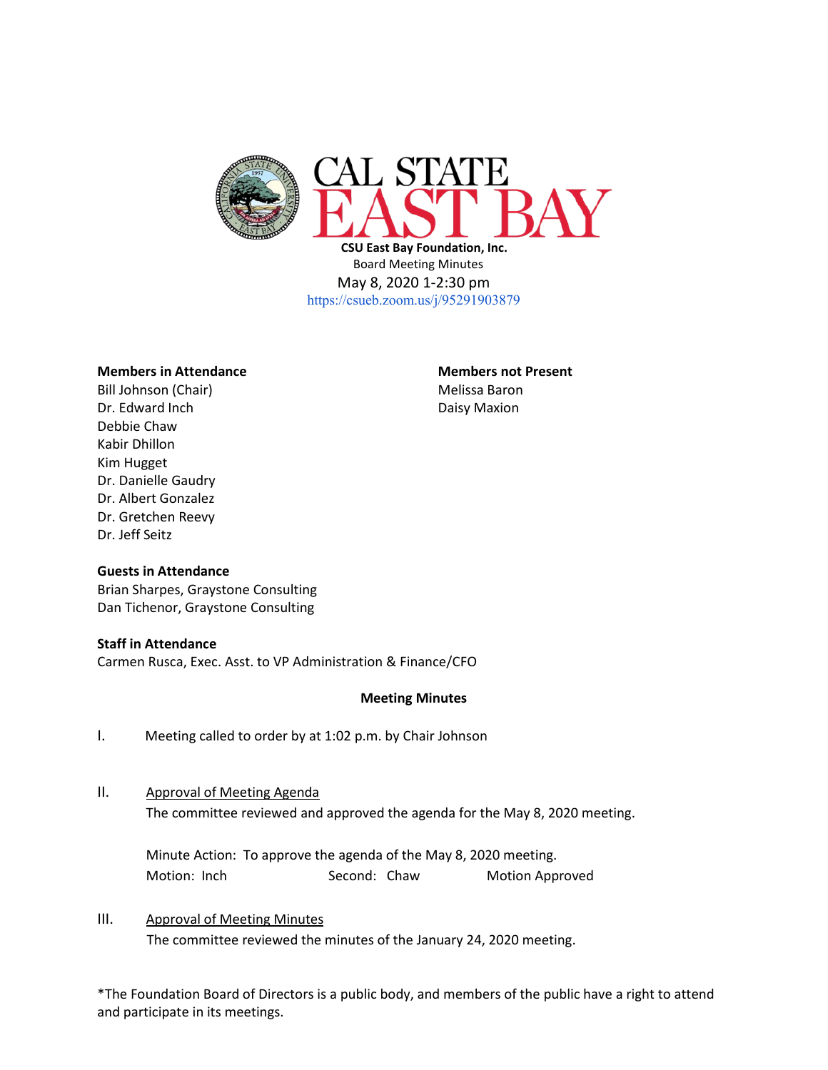**CSU East Bay Foundation, Inc.**

Board Meeting Minutes

May 8, 2020 1-2:30 pm

https://csueb.zoom.us/j/95291903879

**Members in Attendance**

Bill Johnson (Chair)
Dr. Edward Inch
Debbie Chaw
Kabir Dhillon
Kim Hugget
Dr. Danielle Gaudry
Dr. Albert Gonzalez
Dr. Gretchen Reevy
Dr. Jeff Seitz

**Members not Present**

Melissa Baron
Daisy Maxion

**Guests in Attendance**

Brian Sharpes, Graystone Consulting
Dan Tichenor, Graystone Consulting

**Staff in Attendance**

Carmen Rusca, Exec. Asst. to VP Administration & Finance/CFO

**Meeting Minutes**

I. Meeting called to order by at 1:02 p.m. by Chair Johnson

II. Approval of Meeting Agenda

The committee reviewed and approved the agenda for the May 8, 2020 meeting.

Minute Action: To approve the agenda of the May 8, 2020 meeting.
Motion: Inch Second: Chaw Motion Approved

III. Approval of Meeting Minutes

The committee reviewed the minutes of the January 24, 2020 meeting.

*The Foundation Board of Directors is a public body, and members of the public have a right to attend and participate in its meetings.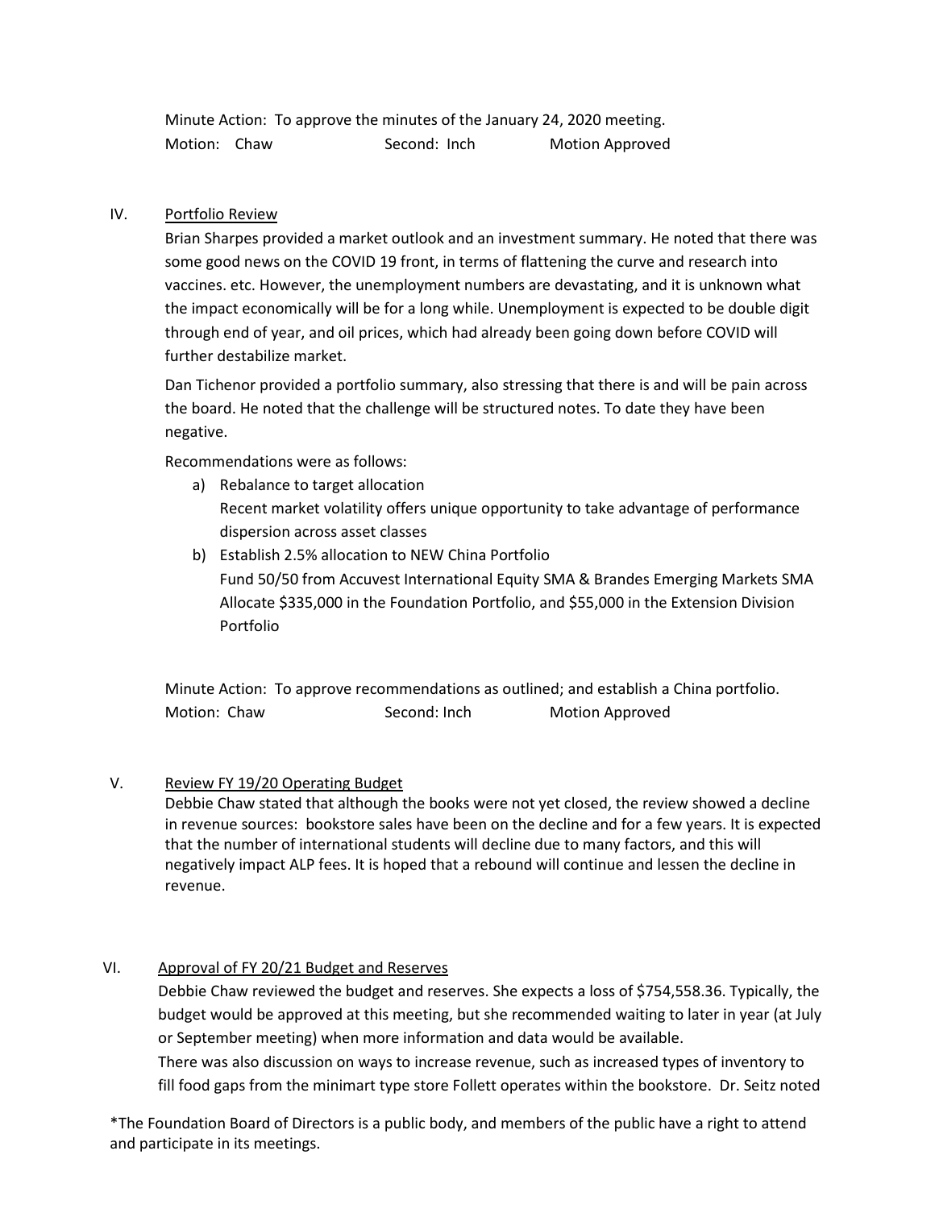Minute Action: To approve the minutes of the January 24, 2020 meeting.
Motion: Chaw Second: Inch Motion Approved

IV. Portfolio Review

Brian Sharpes provided a market outlook and an investment summary. He noted that there was some good news on the COVID 19 front, in terms of flattening the curve and research into vaccines. etc. However, the unemployment numbers are devastating, and it is unknown what the impact economically will be for a long while. Unemployment is expected to be double digit through end of year, and oil prices, which had already been going down before COVID will further destabilize market.

Dan Tichenor provided a portfolio summary, also stressing that there is and will be pain across the board. He noted that the challenge will be structured notes. To date they have been negative.

Recommendations were as follows:

a) Rebalance to target allocation
   Recent market volatility offers unique opportunity to take advantage of performance dispersion across asset classes
b) Establish 2.5% allocation to NEW China Portfolio
   Fund 50/50 from Accuvest International Equity SMA & Brandes Emerging Markets SMA
   Allocate $335,000 in the Foundation Portfolio, and $55,000 in the Extension Division Portfolio

Minute Action: To approve recommendations as outlined; and establish a China portfolio.
Motion: Chaw Second: Inch Motion Approved

V. Review FY 19/20 Operating Budget

Debbie Chaw stated that although the books were not yet closed, the review showed a decline in revenue sources: bookstore sales have been on the decline and for a few years. It is expected that the number of international students will decline due to many factors, and this will negatively impact ALP fees. It is hoped that a rebound will continue and lessen the decline in revenue.

VI. Approval of FY 20/21 Budget and Reserves

Debbie Chaw reviewed the budget and reserves. She expects a loss of $754,558.36. Typically, the budget would be approved at this meeting, but she recommended waiting to later in year (at July or September meeting) when more information and data would be available.

There was also discussion on ways to increase revenue, such as increased types of inventory to fill food gaps from the minimart type store Follett operates within the bookstore. Dr. Seitz noted

*The Foundation Board of Directors is a public body, and members of the public have a right to attend and participate in its meetings.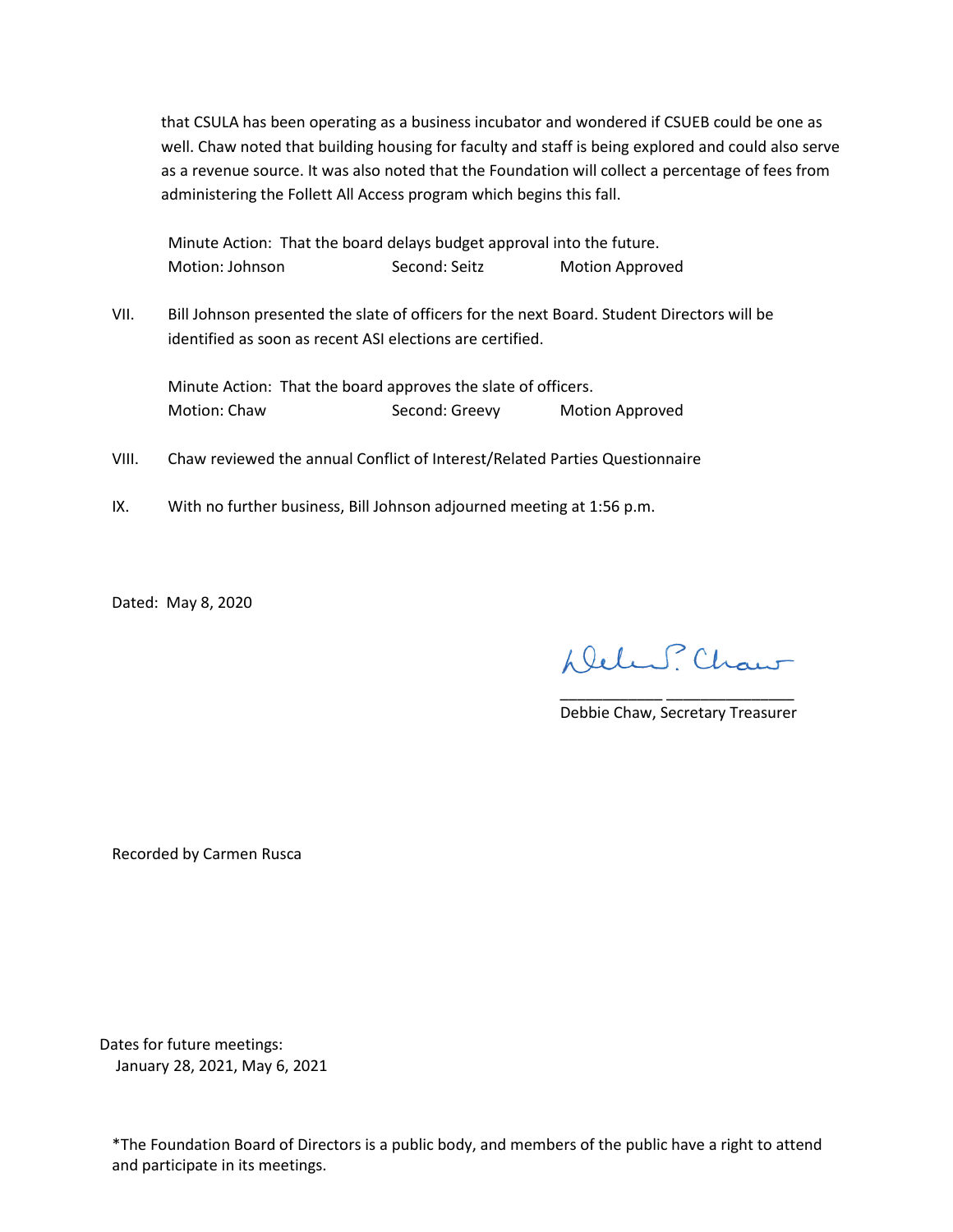that CSULA has been operating as a business incubator and wondered if CSUEB could be one as well. Chaw noted that building housing for faculty and staff is being explored and could also serve as a revenue source. It was also noted that the Foundation will collect a percentage of fees from administering the Follett All Access program which begins this fall.

Minute Action: That the board delays budget approval into the future.
Motion: Johnson    Second: Seitz    Motion Approved

VII. Bill Johnson presented the slate of officers for the next Board. Student Directors will be identified as soon as recent ASI elections are certified.

Minute Action: That the board approves the slate of officers.
Motion: Chaw    Second: Greevy    Motion Approved

VIII. Chaw reviewed the annual Conflict of Interest/Related Parties Questionnaire

IX. With no further business, Bill Johnson adjourned meeting at 1:56 p.m.

Dated: May 8, 2020

Debbie Chaw, Secretary Treasurer

Recorded by Carmen Rusca

Dates for future meetings:
January 28, 2021, May 6, 2021

*The Foundation Board of Directors is a public body, and members of the public have a right to attend and participate in its meetings.